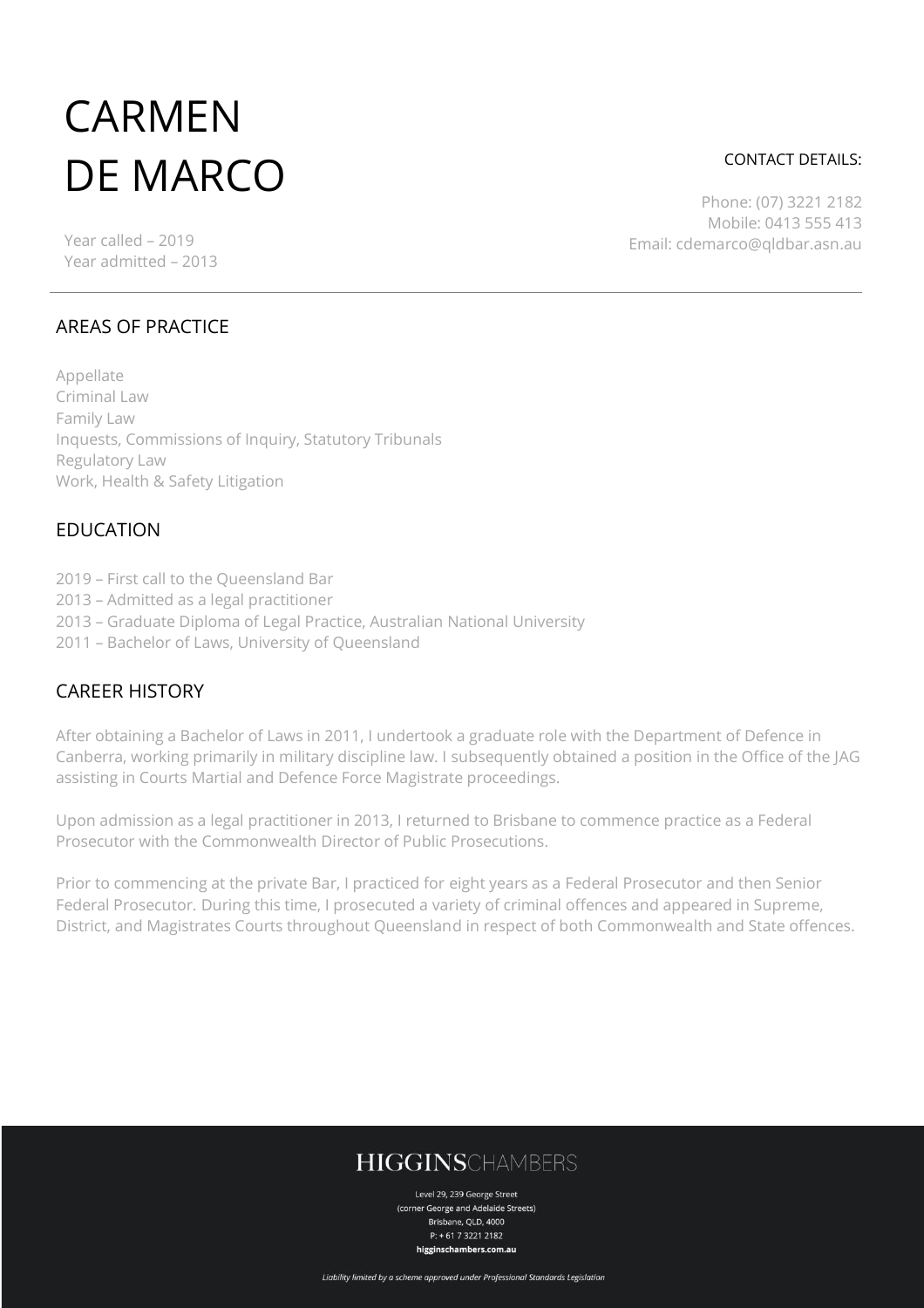# CARMEN DE MARCO

Year called – 2019
Year admitted – 2013

CONTACT DETAILS:

Phone: (07) 3221 2182
Mobile: 0413 555 413
Email: cdemarco@qldbar.asn.au

## AREAS OF PRACTICE

Appellate
Criminal Law
Family Law
Inquests, Commissions of Inquiry, Statutory Tribunals
Regulatory Law
Work, Health & Safety Litigation

## EDUCATION

2019 – First call to the Queensland Bar
2013 – Admitted as a legal practitioner
2013 – Graduate Diploma of Legal Practice, Australian National University
2011 – Bachelor of Laws, University of Queensland

## CAREER HISTORY

After obtaining a Bachelor of Laws in 2011, I undertook a graduate role with the Department of Defence in Canberra, working primarily in military discipline law. I subsequently obtained a position in the Office of the JAG assisting in Courts Martial and Defence Force Magistrate proceedings.

Upon admission as a legal practitioner in 2013, I returned to Brisbane to commence practice as a Federal Prosecutor with the Commonwealth Director of Public Prosecutions.

Prior to commencing at the private Bar, I practiced for eight years as a Federal Prosecutor and then Senior Federal Prosecutor. During this time, I prosecuted a variety of criminal offences and appeared in Supreme, District, and Magistrates Courts throughout Queensland in respect of both Commonwealth and State offences.

**HIGGINS**CHAMBERS

Level 29, 239 George Street
(corner George and Adelaide Streets)
Brisbane, QLD, 4000
P: + 61 7 3221 2182
**higginschambers.com.au**

*Liability limited by a scheme approved under Professional Standards Legislation*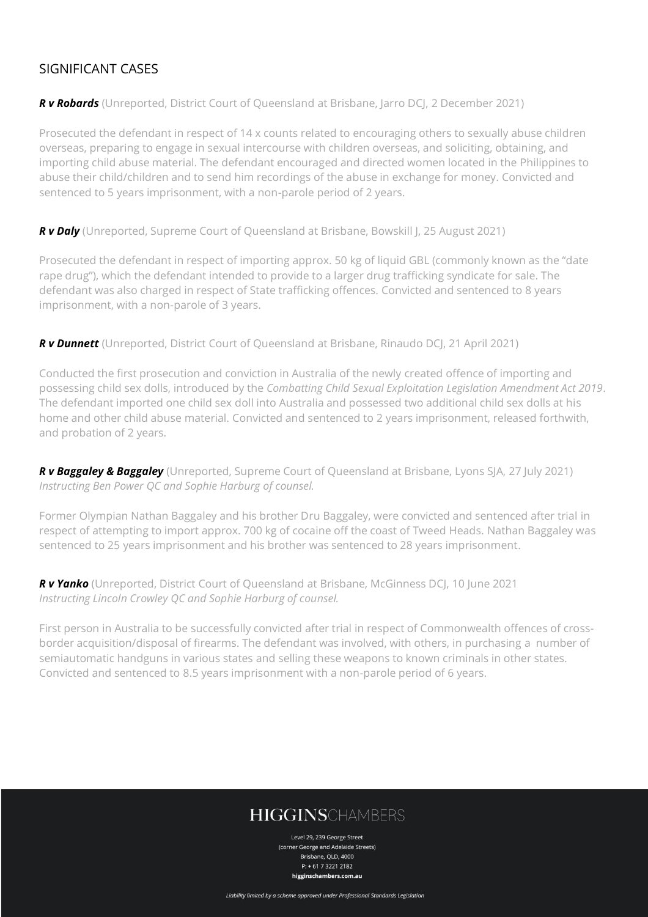## SIGNIFICANT CASES

***R v Robards*** (Unreported, District Court of Queensland at Brisbane, Jarro DCJ, 2 December 2021)

Prosecuted the defendant in respect of 14 x counts related to encouraging others to sexually abuse children overseas, preparing to engage in sexual intercourse with children overseas, and soliciting, obtaining, and importing child abuse material. The defendant encouraged and directed women located in the Philippines to abuse their child/children and to send him recordings of the abuse in exchange for money. Convicted and sentenced to 5 years imprisonment, with a non-parole period of 2 years.

***R v Daly*** (Unreported, Supreme Court of Queensland at Brisbane, Bowskill J, 25 August 2021)

Prosecuted the defendant in respect of importing approx. 50 kg of liquid GBL (commonly known as the "date rape drug"), which the defendant intended to provide to a larger drug trafficking syndicate for sale. The defendant was also charged in respect of State trafficking offences. Convicted and sentenced to 8 years imprisonment, with a non-parole of 3 years.

***R v Dunnett*** (Unreported, District Court of Queensland at Brisbane, Rinaudo DCJ, 21 April 2021)

Conducted the first prosecution and conviction in Australia of the newly created offence of importing and possessing child sex dolls, introduced by the *Combatting Child Sexual Exploitation Legislation Amendment Act 2019*. The defendant imported one child sex doll into Australia and possessed two additional child sex dolls at his home and other child abuse material. Convicted and sentenced to 2 years imprisonment, released forthwith, and probation of 2 years.

***R v Baggaley & Baggaley*** (Unreported, Supreme Court of Queensland at Brisbane, Lyons SJA, 27 July 2021)
*Instructing Ben Power QC and Sophie Harburg of counsel.*

Former Olympian Nathan Baggaley and his brother Dru Baggaley, were convicted and sentenced after trial in respect of attempting to import approx. 700 kg of cocaine off the coast of Tweed Heads. Nathan Baggaley was sentenced to 25 years imprisonment and his brother was sentenced to 28 years imprisonment.

***R v Yanko*** (Unreported, District Court of Queensland at Brisbane, McGinness DCJ, 10 June 2021
*Instructing Lincoln Crowley QC and Sophie Harburg of counsel.*

First person in Australia to be successfully convicted after trial in respect of Commonwealth offences of cross-border acquisition/disposal of firearms. The defendant was involved, with others, in purchasing a number of semiautomatic handguns in various states and selling these weapons to known criminals in other states. Convicted and sentenced to 8.5 years imprisonment with a non-parole period of 6 years.

**HIGGINS**CHAMBERS

Level 29, 239 George Street
(corner George and Adelaide Streets)
Brisbane, QLD, 4000
P: + 61 7 3221 2182
**higginschambers.com.au**

*Liability limited by a scheme approved under Professional Standards Legislation*